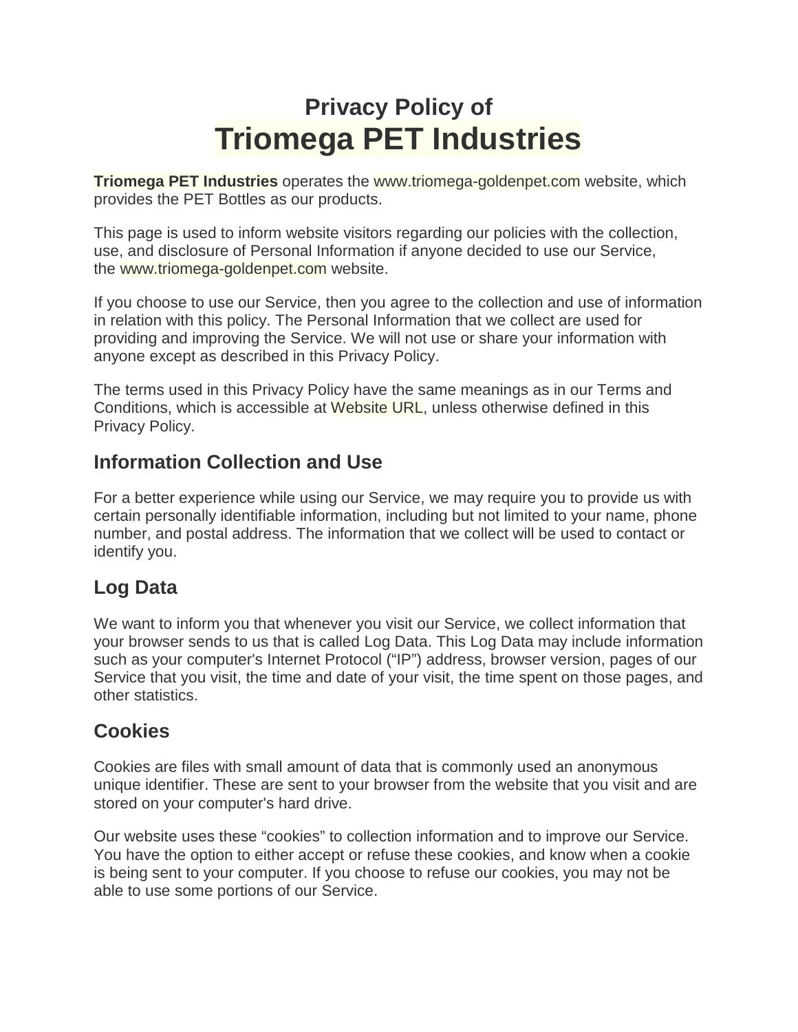# Privacy Policy of Triomega PET Industries

**Triomega PET Industries** operates the www.triomega-goldenpet.com website, which provides the PET Bottles as our products.

This page is used to inform website visitors regarding our policies with the collection, use, and disclosure of Personal Information if anyone decided to use our Service, the www.triomega-goldenpet.com website.

If you choose to use our Service, then you agree to the collection and use of information in relation with this policy. The Personal Information that we collect are used for providing and improving the Service. We will not use or share your information with anyone except as described in this Privacy Policy.

The terms used in this Privacy Policy have the same meanings as in our Terms and Conditions, which is accessible at Website URL, unless otherwise defined in this Privacy Policy.

## Information Collection and Use

For a better experience while using our Service, we may require you to provide us with certain personally identifiable information, including but not limited to your name, phone number, and postal address. The information that we collect will be used to contact or identify you.

## Log Data

We want to inform you that whenever you visit our Service, we collect information that your browser sends to us that is called Log Data. This Log Data may include information such as your computer's Internet Protocol ("IP") address, browser version, pages of our Service that you visit, the time and date of your visit, the time spent on those pages, and other statistics.

## Cookies

Cookies are files with small amount of data that is commonly used an anonymous unique identifier. These are sent to your browser from the website that you visit and are stored on your computer's hard drive.

Our website uses these "cookies" to collection information and to improve our Service. You have the option to either accept or refuse these cookies, and know when a cookie is being sent to your computer. If you choose to refuse our cookies, you may not be able to use some portions of our Service.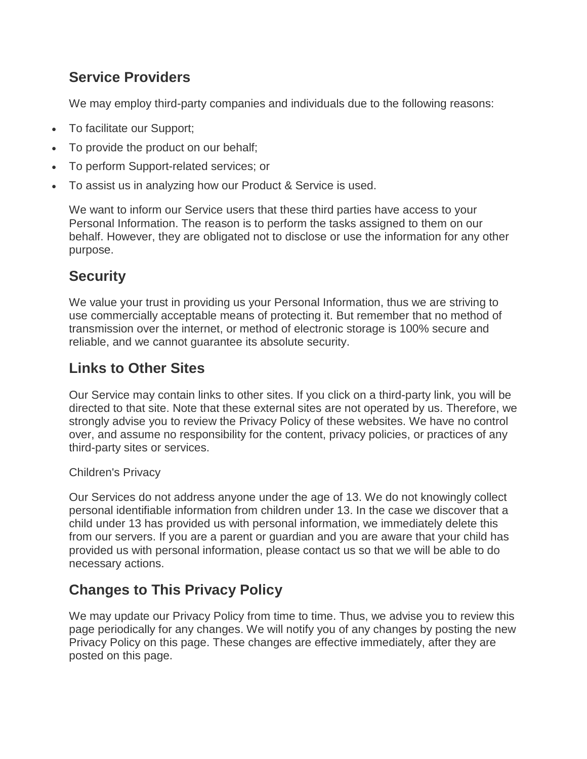## Service Providers

We may employ third-party companies and individuals due to the following reasons:

- To facilitate our Support;
- To provide the product on our behalf;
- To perform Support-related services; or
- To assist us in analyzing how our Product & Service is used.

We want to inform our Service users that these third parties have access to your Personal Information. The reason is to perform the tasks assigned to them on our behalf. However, they are obligated not to disclose or use the information for any other purpose.

## Security

We value your trust in providing us your Personal Information, thus we are striving to use commercially acceptable means of protecting it. But remember that no method of transmission over the internet, or method of electronic storage is 100% secure and reliable, and we cannot guarantee its absolute security.

## Links to Other Sites

Our Service may contain links to other sites. If you click on a third-party link, you will be directed to that site. Note that these external sites are not operated by us. Therefore, we strongly advise you to review the Privacy Policy of these websites. We have no control over, and assume no responsibility for the content, privacy policies, or practices of any third-party sites or services.

Children's Privacy

Our Services do not address anyone under the age of 13. We do not knowingly collect personal identifiable information from children under 13. In the case we discover that a child under 13 has provided us with personal information, we immediately delete this from our servers. If you are a parent or guardian and you are aware that your child has provided us with personal information, please contact us so that we will be able to do necessary actions.

## Changes to This Privacy Policy

We may update our Privacy Policy from time to time. Thus, we advise you to review this page periodically for any changes. We will notify you of any changes by posting the new Privacy Policy on this page. These changes are effective immediately, after they are posted on this page.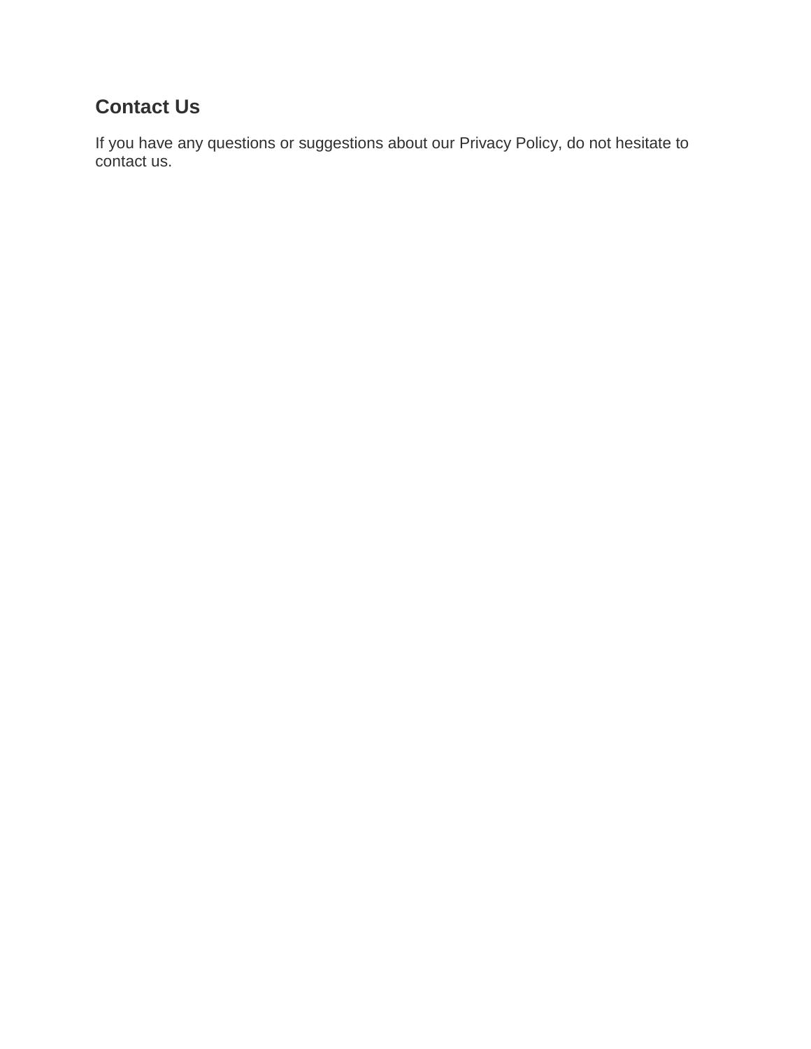## Contact Us

If you have any questions or suggestions about our Privacy Policy, do not hesitate to contact us.